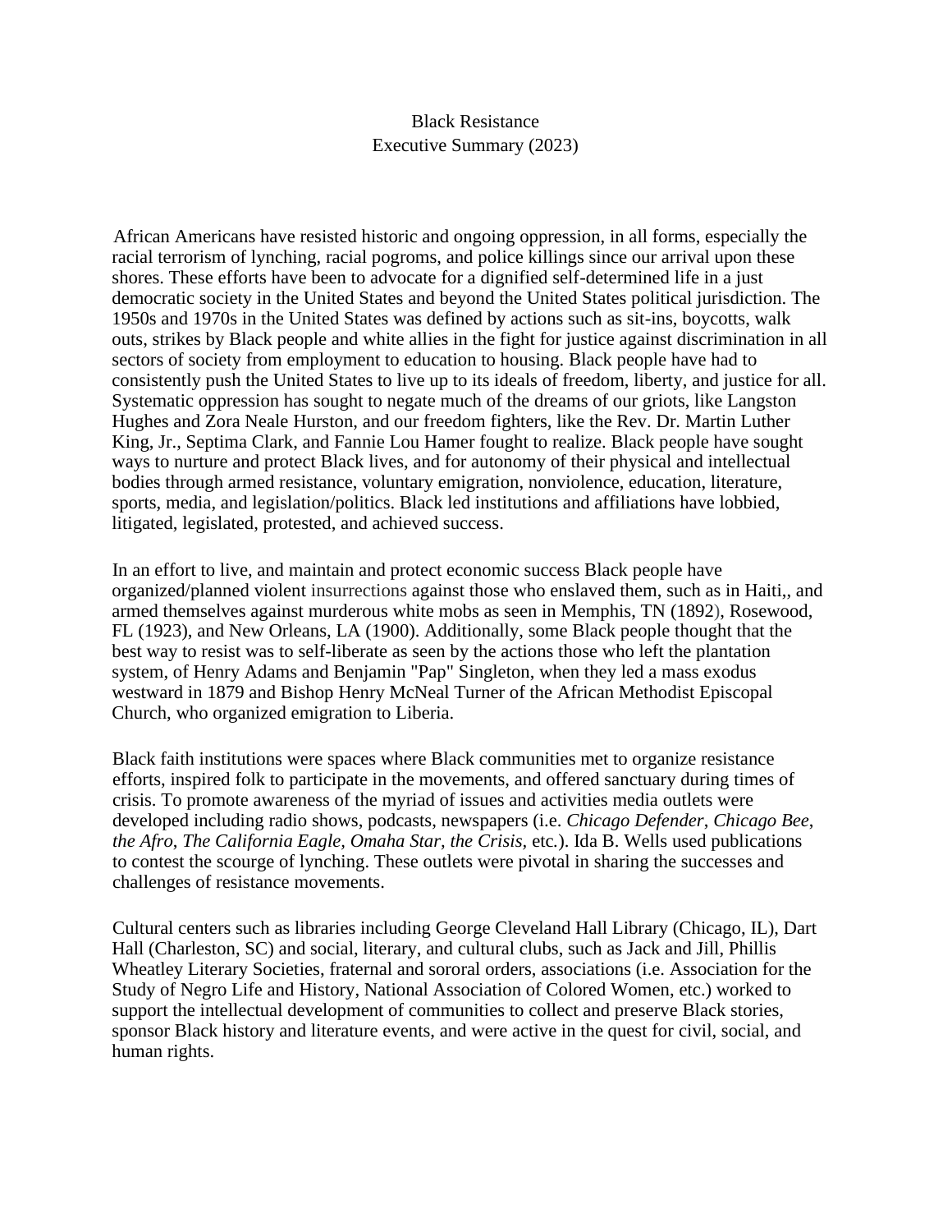# Black Resistance

## Executive Summary (2023)

African Americans have resisted historic and ongoing oppression, in all forms, especially the racial terrorism of lynching, racial pogroms, and police killings since our arrival upon these shores. These efforts have been to advocate for a dignified self-determined life in a just democratic society in the United States and beyond the United States political jurisdiction. The 1950s and 1970s in the United States was defined by actions such as sit-ins, boycotts, walk outs, strikes by Black people and white allies in the fight for justice against discrimination in all sectors of society from employment to education to housing. Black people have had to consistently push the United States to live up to its ideals of freedom, liberty, and justice for all. Systematic oppression has sought to negate much of the dreams of our griots, like Langston Hughes and Zora Neale Hurston, and our freedom fighters, like the Rev. Dr. Martin Luther King, Jr., Septima Clark, and Fannie Lou Hamer fought to realize. Black people have sought ways to nurture and protect Black lives, and for autonomy of their physical and intellectual bodies through armed resistance, voluntary emigration, nonviolence, education, literature, sports, media, and legislation/politics. Black led institutions and affiliations have lobbied, litigated, legislated, protested, and achieved success.

In an effort to live, and maintain and protect economic success Black people have organized/planned violent insurrections against those who enslaved them, such as in Haiti,, and armed themselves against murderous white mobs as seen in Memphis, TN (1892), Rosewood, FL (1923), and New Orleans, LA (1900). Additionally, some Black people thought that the best way to resist was to self-liberate as seen by the actions those who left the plantation system, of Henry Adams and Benjamin "Pap" Singleton, when they led a mass exodus westward in 1879 and Bishop Henry McNeal Turner of the African Methodist Episcopal Church, who organized emigration to Liberia.

Black faith institutions were spaces where Black communities met to organize resistance efforts, inspired folk to participate in the movements, and offered sanctuary during times of crisis. To promote awareness of the myriad of issues and activities media outlets were developed including radio shows, podcasts, newspapers (i.e. *Chicago Defender*, *Chicago Bee*, *the Afro*, *The California Eagle*, *Omaha Star, the Crisis*, etc.). Ida B. Wells used publications to contest the scourge of lynching. These outlets were pivotal in sharing the successes and challenges of resistance movements.

Cultural centers such as libraries including George Cleveland Hall Library (Chicago, IL), Dart Hall (Charleston, SC) and social, literary, and cultural clubs, such as Jack and Jill, Phillis Wheatley Literary Societies, fraternal and sororal orders, associations (i.e. Association for the Study of Negro Life and History, National Association of Colored Women, etc.) worked to support the intellectual development of communities to collect and preserve Black stories, sponsor Black history and literature events, and were active in the quest for civil, social, and human rights.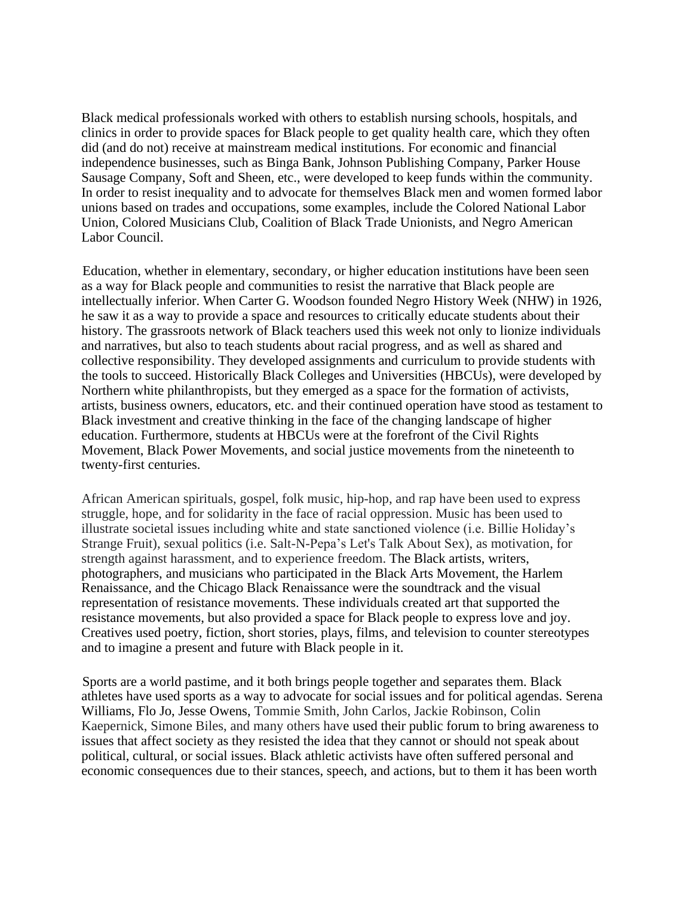Black medical professionals worked with others to establish nursing schools, hospitals, and clinics in order to provide spaces for Black people to get quality health care, which they often did (and do not) receive at mainstream medical institutions. For economic and financial independence businesses, such as Binga Bank, Johnson Publishing Company, Parker House Sausage Company, Soft and Sheen, etc., were developed to keep funds within the community. In order to resist inequality and to advocate for themselves Black men and women formed labor unions based on trades and occupations, some examples, include the Colored National Labor Union, Colored Musicians Club, Coalition of Black Trade Unionists, and Negro American Labor Council.

Education, whether in elementary, secondary, or higher education institutions have been seen as a way for Black people and communities to resist the narrative that Black people are intellectually inferior. When Carter G. Woodson founded Negro History Week (NHW) in 1926, he saw it as a way to provide a space and resources to critically educate students about their history. The grassroots network of Black teachers used this week not only to lionize individuals and narratives, but also to teach students about racial progress, and as well as shared and collective responsibility. They developed assignments and curriculum to provide students with the tools to succeed. Historically Black Colleges and Universities (HBCUs), were developed by Northern white philanthropists, but they emerged as a space for the formation of activists, artists, business owners, educators, etc. and their continued operation have stood as testament to Black investment and creative thinking in the face of the changing landscape of higher education. Furthermore, students at HBCUs were at the forefront of the Civil Rights Movement, Black Power Movements, and social justice movements from the nineteenth to twenty-first centuries.

African American spirituals, gospel, folk music, hip-hop, and rap have been used to express struggle, hope, and for solidarity in the face of racial oppression. Music has been used to illustrate societal issues including white and state sanctioned violence (i.e. Billie Holiday's Strange Fruit), sexual politics (i.e. Salt-N-Pepa's Let's Talk About Sex), as motivation, for strength against harassment, and to experience freedom. The Black artists, writers, photographers, and musicians who participated in the Black Arts Movement, the Harlem Renaissance, and the Chicago Black Renaissance were the soundtrack and the visual representation of resistance movements. These individuals created art that supported the resistance movements, but also provided a space for Black people to express love and joy. Creatives used poetry, fiction, short stories, plays, films, and television to counter stereotypes and to imagine a present and future with Black people in it.

Sports are a world pastime, and it both brings people together and separates them. Black athletes have used sports as a way to advocate for social issues and for political agendas. Serena Williams, Flo Jo, Jesse Owens, Tommie Smith, John Carlos, Jackie Robinson, Colin Kaepernick, Simone Biles, and many others have used their public forum to bring awareness to issues that affect society as they resisted the idea that they cannot or should not speak about political, cultural, or social issues. Black athletic activists have often suffered personal and economic consequences due to their stances, speech, and actions, but to them it has been worth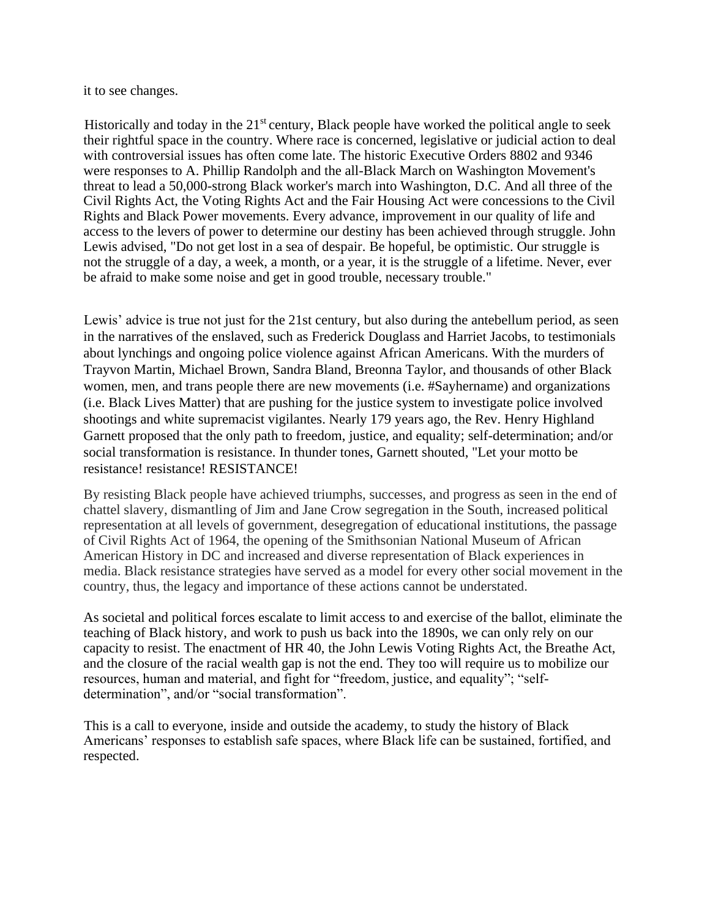it to see changes.

Historically and today in the 21st century, Black people have worked the political angle to seek their rightful space in the country. Where race is concerned, legislative or judicial action to deal with controversial issues has often come late. The historic Executive Orders 8802 and 9346 were responses to A. Phillip Randolph and the all-Black March on Washington Movement's threat to lead a 50,000-strong Black worker's march into Washington, D.C. And all three of the Civil Rights Act, the Voting Rights Act and the Fair Housing Act were concessions to the Civil Rights and Black Power movements. Every advance, improvement in our quality of life and access to the levers of power to determine our destiny has been achieved through struggle. John Lewis advised, "Do not get lost in a sea of despair. Be hopeful, be optimistic. Our struggle is not the struggle of a day, a week, a month, or a year, it is the struggle of a lifetime. Never, ever be afraid to make some noise and get in good trouble, necessary trouble."

Lewis' advice is true not just for the 21st century, but also during the antebellum period, as seen in the narratives of the enslaved, such as Frederick Douglass and Harriet Jacobs, to testimonials about lynchings and ongoing police violence against African Americans. With the murders of Trayvon Martin, Michael Brown, Sandra Bland, Breonna Taylor, and thousands of other Black women, men, and trans people there are new movements (i.e. #Sayhername) and organizations (i.e. Black Lives Matter) that are pushing for the justice system to investigate police involved shootings and white supremacist vigilantes. Nearly 179 years ago, the Rev. Henry Highland Garnett proposed that the only path to freedom, justice, and equality; self-determination; and/or social transformation is resistance. In thunder tones, Garnett shouted, "Let your motto be resistance! resistance! RESISTANCE!

By resisting Black people have achieved triumphs, successes, and progress as seen in the end of chattel slavery, dismantling of Jim and Jane Crow segregation in the South, increased political representation at all levels of government, desegregation of educational institutions, the passage of Civil Rights Act of 1964, the opening of the Smithsonian National Museum of African American History in DC and increased and diverse representation of Black experiences in media. Black resistance strategies have served as a model for every other social movement in the country, thus, the legacy and importance of these actions cannot be understated.

As societal and political forces escalate to limit access to and exercise of the ballot, eliminate the teaching of Black history, and work to push us back into the 1890s, we can only rely on our capacity to resist. The enactment of HR 40, the John Lewis Voting Rights Act, the Breathe Act, and the closure of the racial wealth gap is not the end. They too will require us to mobilize our resources, human and material, and fight for "freedom, justice, and equality"; "self-determination", and/or "social transformation".

This is a call to everyone, inside and outside the academy, to study the history of Black Americans' responses to establish safe spaces, where Black life can be sustained, fortified, and respected.